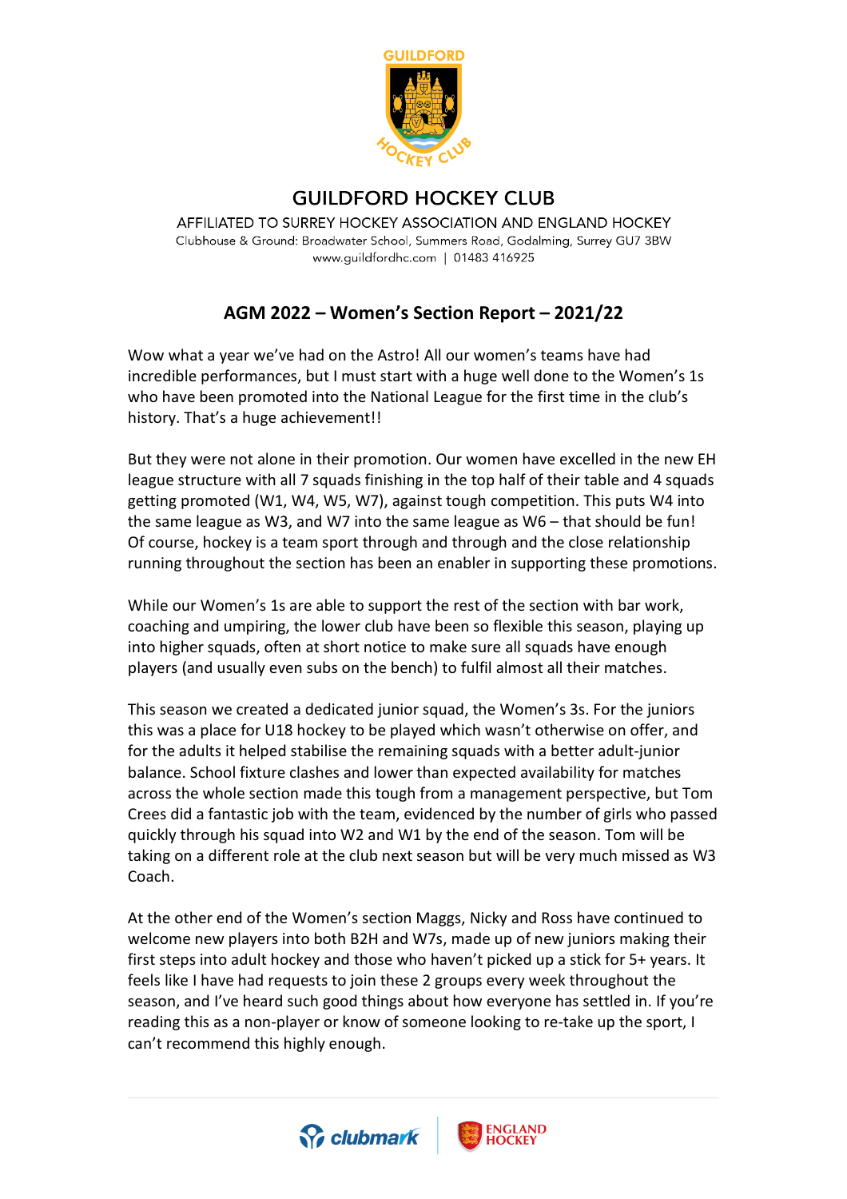# GUILDFORD HOCKEY CLUB

AFFILIATED TO SURREY HOCKEY ASSOCIATION AND ENGLAND HOCKEY
Clubhouse & Ground: Broadwater School, Summers Road, Godalming, Surrey GU7 3BW
www.guildfordhc.com | 01483 416925

## AGM 2022 – Women's Section Report – 2021/22

Wow what a year we've had on the Astro! All our women's teams have had incredible performances, but I must start with a huge well done to the Women's 1s who have been promoted into the National League for the first time in the club's history. That's a huge achievement!!

But they were not alone in their promotion. Our women have excelled in the new EH league structure with all 7 squads finishing in the top half of their table and 4 squads getting promoted (W1, W4, W5, W7), against tough competition. This puts W4 into the same league as W3, and W7 into the same league as W6 – that should be fun! Of course, hockey is a team sport through and through and the close relationship running throughout the section has been an enabler in supporting these promotions.

While our Women's 1s are able to support the rest of the section with bar work, coaching and umpiring, the lower club have been so flexible this season, playing up into higher squads, often at short notice to make sure all squads have enough players (and usually even subs on the bench) to fulfil almost all their matches.

This season we created a dedicated junior squad, the Women's 3s. For the juniors this was a place for U18 hockey to be played which wasn't otherwise on offer, and for the adults it helped stabilise the remaining squads with a better adult-junior balance. School fixture clashes and lower than expected availability for matches across the whole section made this tough from a management perspective, but Tom Crees did a fantastic job with the team, evidenced by the number of girls who passed quickly through his squad into W2 and W1 by the end of the season. Tom will be taking on a different role at the club next season but will be very much missed as W3 Coach.

At the other end of the Women's section Maggs, Nicky and Ross have continued to welcome new players into both B2H and W7s, made up of new juniors making their first steps into adult hockey and those who haven't picked up a stick for 5+ years. It feels like I have had requests to join these 2 groups every week throughout the season, and I've heard such good things about how everyone has settled in. If you're reading this as a non-player or know of someone looking to re-take up the sport, I can't recommend this highly enough.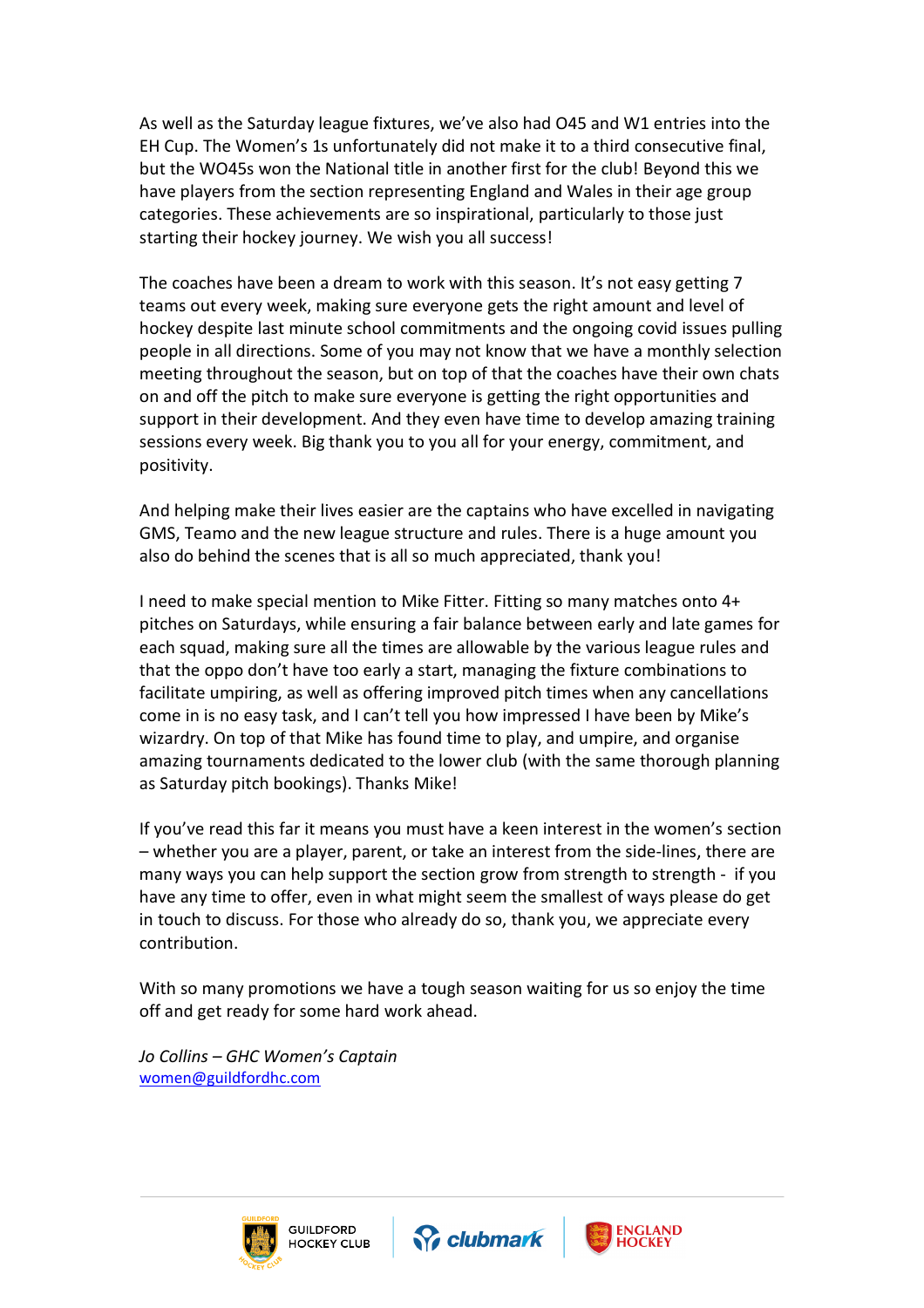As well as the Saturday league fixtures, we've also had O45 and W1 entries into the EH Cup. The Women's 1s unfortunately did not make it to a third consecutive final, but the WO45s won the National title in another first for the club! Beyond this we have players from the section representing England and Wales in their age group categories. These achievements are so inspirational, particularly to those just starting their hockey journey. We wish you all success!

The coaches have been a dream to work with this season. It's not easy getting 7 teams out every week, making sure everyone gets the right amount and level of hockey despite last minute school commitments and the ongoing covid issues pulling people in all directions. Some of you may not know that we have a monthly selection meeting throughout the season, but on top of that the coaches have their own chats on and off the pitch to make sure everyone is getting the right opportunities and support in their development. And they even have time to develop amazing training sessions every week. Big thank you to you all for your energy, commitment, and positivity.

And helping make their lives easier are the captains who have excelled in navigating GMS, Teamo and the new league structure and rules. There is a huge amount you also do behind the scenes that is all so much appreciated, thank you!

I need to make special mention to Mike Fitter. Fitting so many matches onto 4+ pitches on Saturdays, while ensuring a fair balance between early and late games for each squad, making sure all the times are allowable by the various league rules and that the oppo don't have too early a start, managing the fixture combinations to facilitate umpiring, as well as offering improved pitch times when any cancellations come in is no easy task, and I can't tell you how impressed I have been by Mike's wizardry. On top of that Mike has found time to play, and umpire, and organise amazing tournaments dedicated to the lower club (with the same thorough planning as Saturday pitch bookings). Thanks Mike!

If you've read this far it means you must have a keen interest in the women's section – whether you are a player, parent, or take an interest from the side-lines, there are many ways you can help support the section grow from strength to strength - if you have any time to offer, even in what might seem the smallest of ways please do get in touch to discuss. For those who already do so, thank you, we appreciate every contribution.

With so many promotions we have a tough season waiting for us so enjoy the time off and get ready for some hard work ahead.

*Jo Collins – GHC Women's Captain*
women@guildfordhc.com